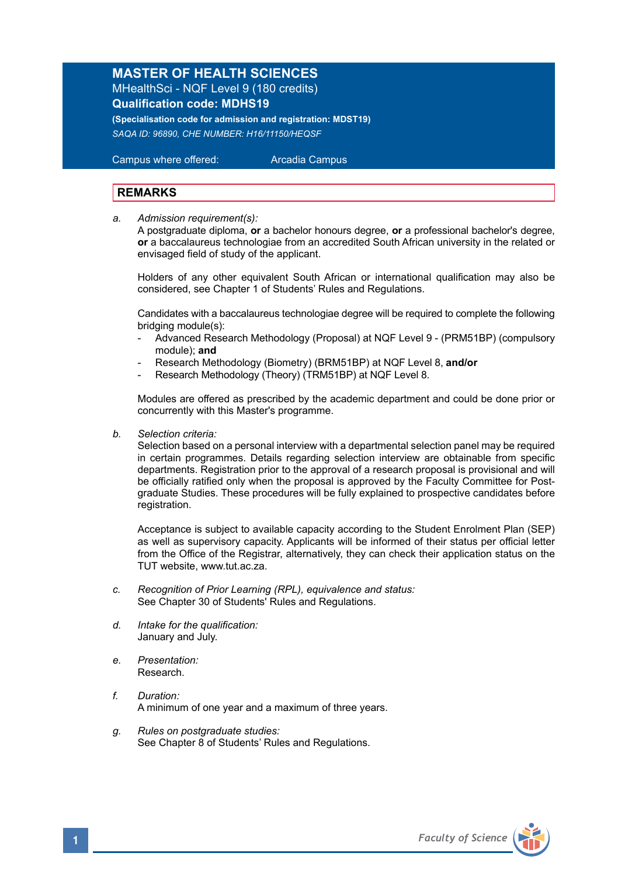# MASTER OF HEALTH SCIENCES

MHealthSci - NQF Level 9 (180 credits)

**Qualification code: MDHS19**

**(Specialisation code for admission and registration: MDST19)**

*SAQA ID: 96890, CHE NUMBER: H16/11150/HEQSF*

Campus where offered: Arcadia Campus

## REMARKS

a. *Admission requirement(s):*
A postgraduate diploma, **or** a bachelor honours degree, **or** a professional bachelor's degree, **or** a baccalaureus technologiae from an accredited South African university in the related or envisaged field of study of the applicant.

Holders of any other equivalent South African or international qualification may also be considered, see Chapter 1 of Students' Rules and Regulations.

Candidates with a baccalaureus technologiae degree will be required to complete the following bridging module(s):
- Advanced Research Methodology (Proposal) at NQF Level 9 - (PRM51BP) (compulsory module); **and**
- Research Methodology (Biometry) (BRM51BP) at NQF Level 8, **and/or**
- Research Methodology (Theory) (TRM51BP) at NQF Level 8.

Modules are offered as prescribed by the academic department and could be done prior or concurrently with this Master's programme.

b. *Selection criteria:*
Selection based on a personal interview with a departmental selection panel may be required in certain programmes. Details regarding selection interview are obtainable from specific departments. Registration prior to the approval of a research proposal is provisional and will be officially ratified only when the proposal is approved by the Faculty Committee for Post-graduate Studies. These procedures will be fully explained to prospective candidates before registration.

Acceptance is subject to available capacity according to the Student Enrolment Plan (SEP) as well as supervisory capacity. Applicants will be informed of their status per official letter from the Office of the Registrar, alternatively, they can check their application status on the TUT website, www.tut.ac.za.

c. *Recognition of Prior Learning (RPL), equivalence and status:*
See Chapter 30 of Students' Rules and Regulations.

d. *Intake for the qualification:*
January and July.

e. *Presentation:*
Research.

f. *Duration:*
A minimum of one year and a maximum of three years.

g. *Rules on postgraduate studies:*
See Chapter 8 of Students' Rules and Regulations.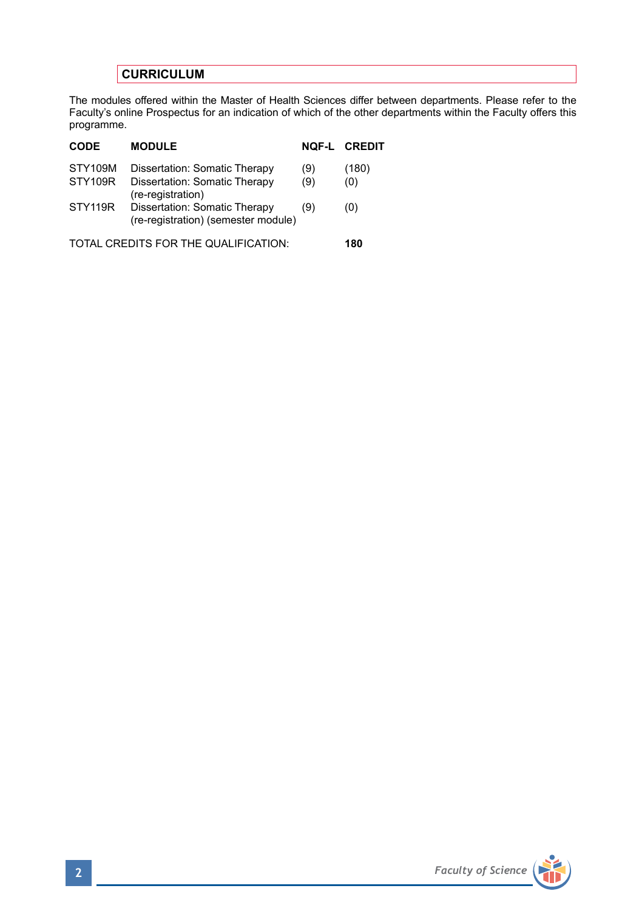## CURRICULUM

The modules offered within the Master of Health Sciences differ between departments. Please refer to the Faculty's online Prospectus for an indication of which of the other departments within the Faculty offers this programme.

| CODE | MODULE | NQF-L | CREDIT |
|---|---|---|---|
| STY109M | Dissertation: Somatic Therapy | (9) | (180) |
| STY109R | Dissertation: Somatic Therapy (re-registration) | (9) | (0) |
| STY119R | Dissertation: Somatic Therapy (re-registration) (semester module) | (9) | (0) |

TOTAL CREDITS FOR THE QUALIFICATION: **180**